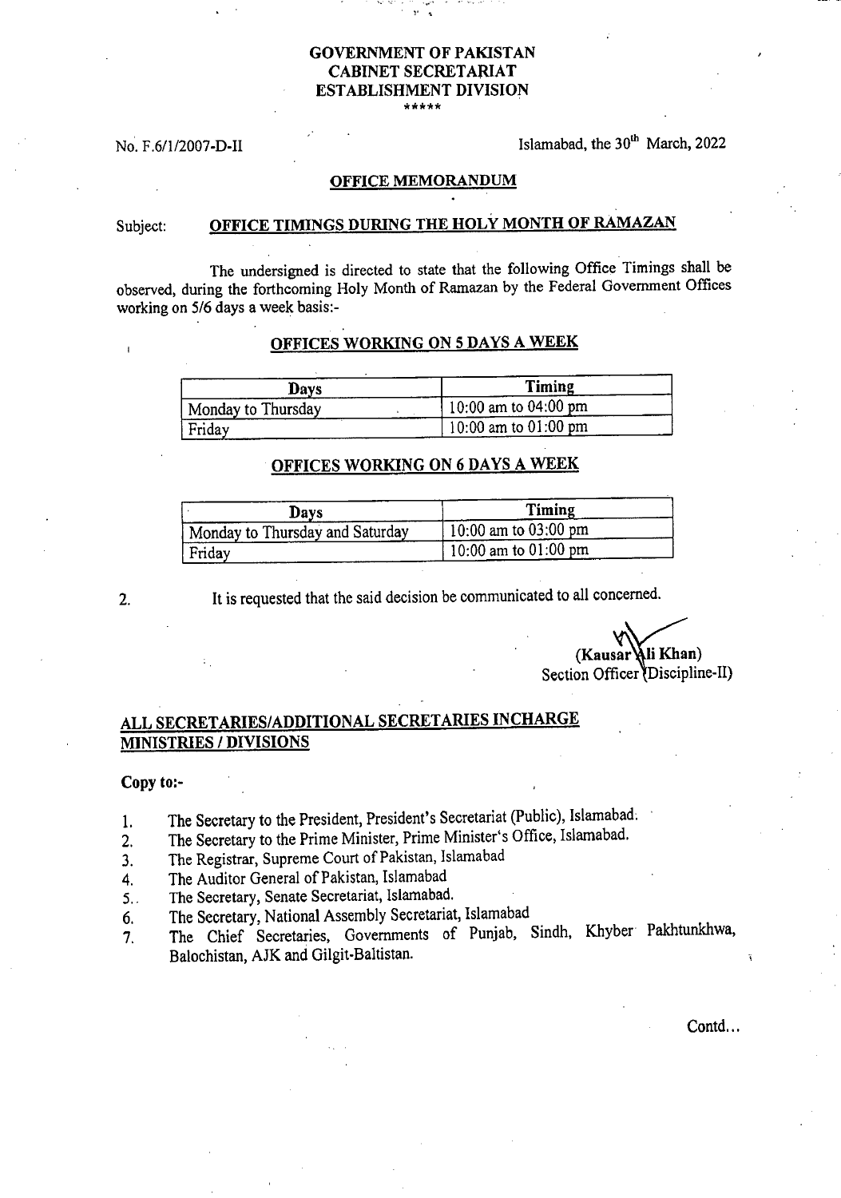**GOVERNMENT OF PAKISTAN**
**CABINET SECRETARIAT**
**ESTABLISHMENT DIVISION**

\*\*\*\*\*

No. F.6/1/2007-D-II

Islamabad, the 30th March, 2022

## OFFICE MEMORANDUM

Subject: **OFFICE TIMINGS DURING THE HOLY MONTH OF RAMAZAN**

The undersigned is directed to state that the following Office Timings shall be observed, during the forthcoming Holy Month of Ramazan by the Federal Government Offices working on 5/6 days a week basis:-

### OFFICES WORKING ON 5 DAYS A WEEK

| Days | Timing |
|---|---|
| Monday to Thursday | 10:00 am to 04:00 pm |
| Friday | 10:00 am to 01:00 pm |

### OFFICES WORKING ON 6 DAYS A WEEK

| Days | Timing |
|---|---|
| Monday to Thursday and Saturday | 10:00 am to 03:00 pm |
| Friday | 10:00 am to 01:00 pm |

2. It is requested that the said decision be communicated to all concerned.

**(Kausar Ali Khan)**
Section Officer (Discipline-II)

**ALL SECRETARIES/ADDITIONAL SECRETARIES INCHARGE MINISTRIES / DIVISIONS**

**Copy to:-**

1. The Secretary to the President, President's Secretariat (Public), Islamabad.
2. The Secretary to the Prime Minister, Prime Minister's Office, Islamabad.
3. The Registrar, Supreme Court of Pakistan, Islamabad
4. The Auditor General of Pakistan, Islamabad
5. The Secretary, Senate Secretariat, Islamabad.
6. The Secretary, National Assembly Secretariat, Islamabad
7. The Chief Secretaries, Governments of Punjab, Sindh, Khyber Pakhtunkhwa, Balochistan, AJK and Gilgit-Baltistan.

Contd...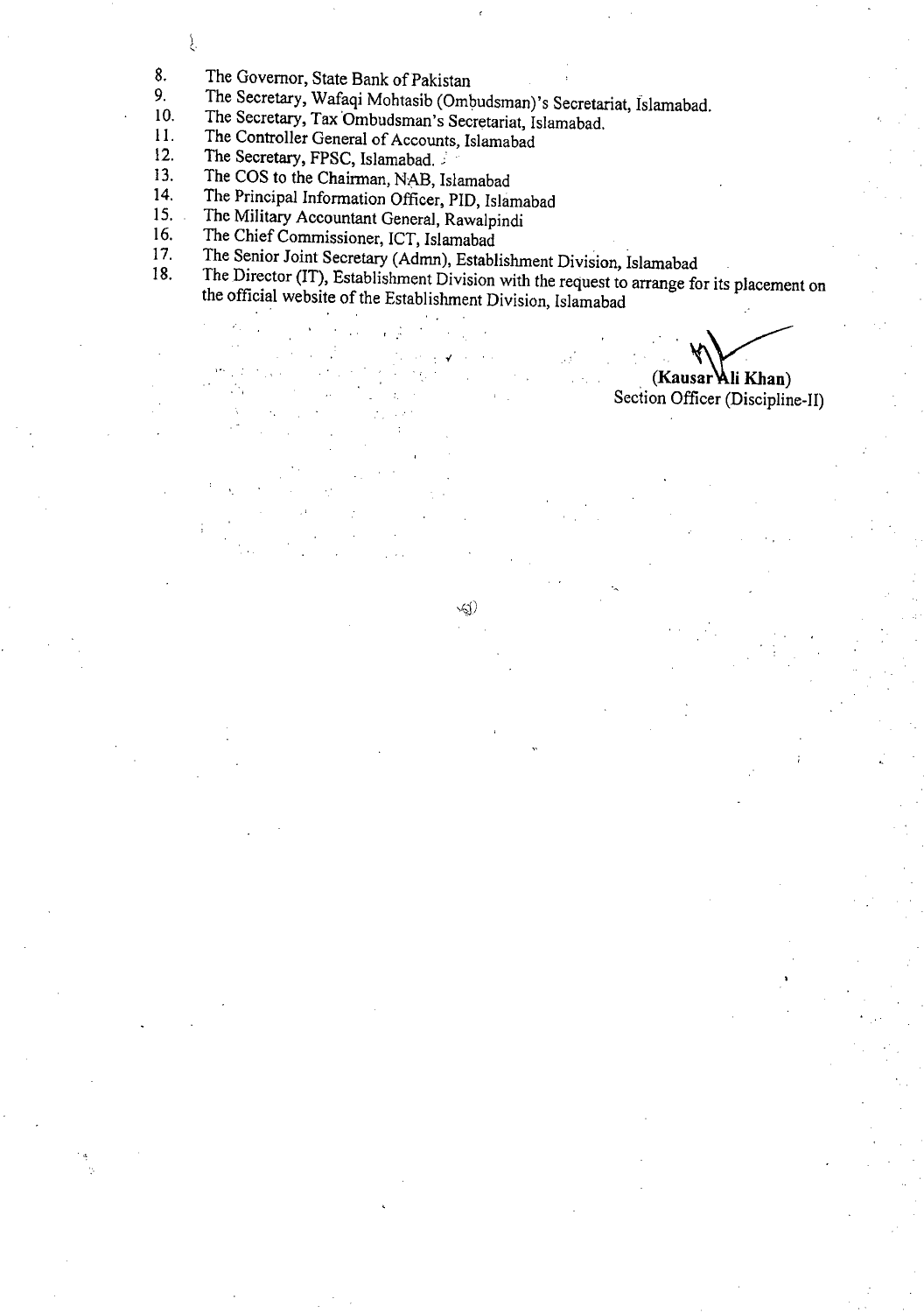8. The Governor, State Bank of Pakistan
9. The Secretary, Wafaqi Mohtasib (Ombudsman)'s Secretariat, Islamabad.
10. The Secretary, Tax Ombudsman's Secretariat, Islamabad.
11. The Controller General of Accounts, Islamabad
12. The Secretary, FPSC, Islamabad.
13. The COS to the Chairman, NAB, Islamabad
14. The Principal Information Officer, PID, Islamabad
15. The Military Accountant General, Rawalpindi
16. The Chief Commissioner, ICT, Islamabad
17. The Senior Joint Secretary (Admn), Establishment Division, Islamabad
18. The Director (IT), Establishment Division with the request to arrange for its placement on the official website of the Establishment Division, Islamabad

**(Kausar Ali Khan)**
Section Officer (Discipline-II)